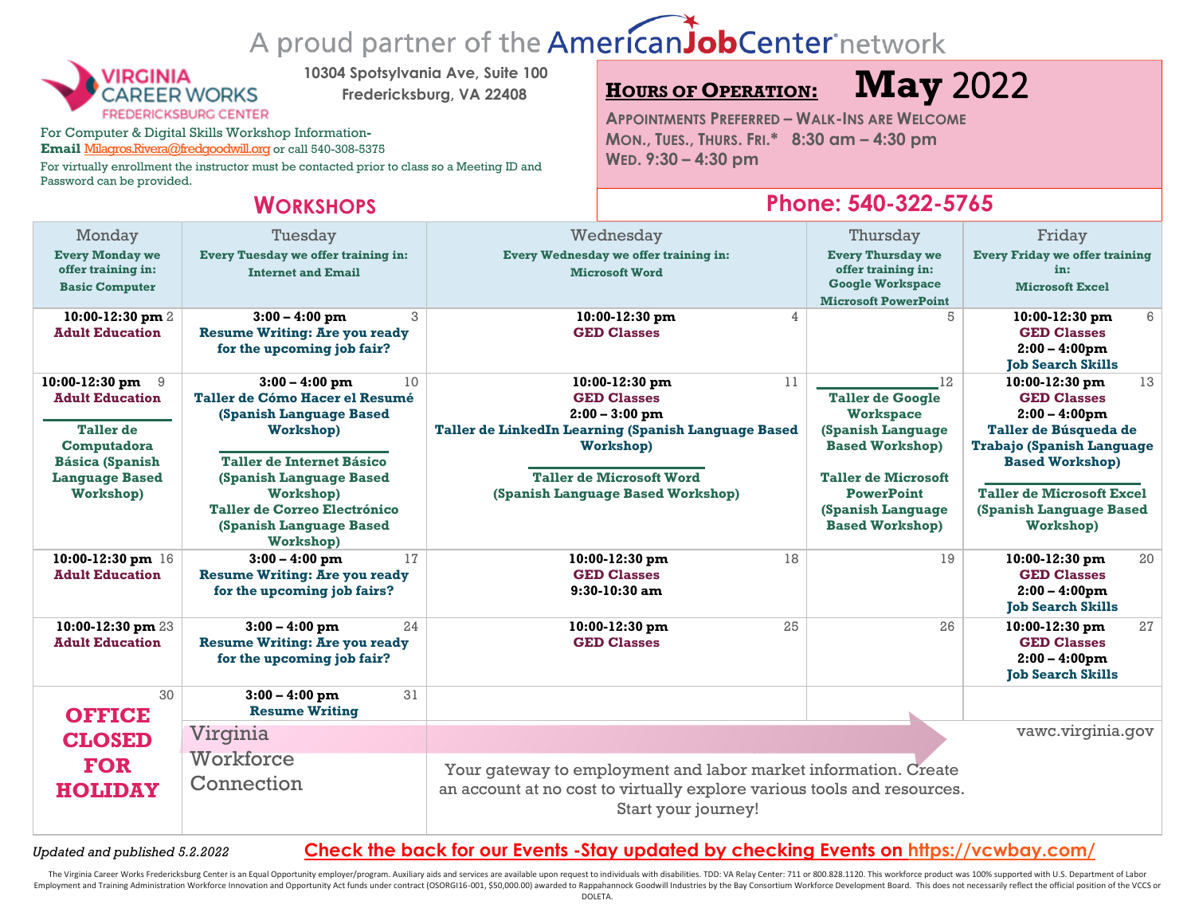A proud partner of the AmericanJobCenter network

**VIRGINIA CAREER WORKS**
FREDERICKSBURG CENTER

10304 Spotsylvania Ave, Suite 100
Fredericksburg, VA 22408

For Computer & Digital Skills Workshop Information-
**Email** Milagros.Rivera@fredgoodwill.org or call 540-308-5375
For virtually enrollment the instructor must be contacted prior to class so a Meeting ID and Password can be provided.

**HOURS OF OPERATION:** **May** 2022

APPOINTMENTS PREFERRED – WALK-INS ARE WELCOME
MON., TUES., THURS. FRI.* 8:30 am – 4:30 pm
WED. 9:30 – 4:30 pm

**Phone: 540-322-5765**

## WORKSHOPS

| Monday | Tuesday | Wednesday | Thursday | Friday |
|---|---|---|---|---|
| Every Monday we offer training in: Basic Computer | Every Tuesday we offer training in: Internet and Email | Every Wednesday we offer training in: Microsoft Word | Every Thursday we offer training in: Google Workspace Microsoft PowerPoint | Every Friday we offer training in: Microsoft Excel |
| 2 **10:00-12:30 pm** Adult Education | 3 **3:00 – 4:00 pm** Resume Writing: Are you ready for the upcoming job fair? | 4 **10:00-12:30 pm** GED Classes | 5 | 6 **10:00-12:30 pm** GED Classes **2:00 – 4:00pm** Job Search Skills |
| 9 **10:00-12:30 pm** Adult Education<br><br>Taller de Computadora Básica (Spanish Language Based Workshop) | 10 **3:00 – 4:00 pm** Taller de Cómo Hacer el Resumé (Spanish Language Based Workshop)<br><br>Taller de Internet Básico (Spanish Language Based Workshop) Taller de Correo Electrónico (Spanish Language Based Workshop) | 11 **10:00-12:30 pm** GED Classes **2:00 – 3:00 pm** Taller de LinkedIn Learning (Spanish Language Based Workshop)<br><br>Taller de Microsoft Word (Spanish Language Based Workshop) | 12 Taller de Google Workspace (Spanish Language Based Workshop)<br><br>Taller de Microsoft PowerPoint (Spanish Language Based Workshop) | 13 **10:00-12:30 pm** GED Classes **2:00 – 4:00pm** Taller de Búsqueda de Trabajo (Spanish Language Based Workshop)<br><br>Taller de Microsoft Excel (Spanish Language Based Workshop) |
| 16 **10:00-12:30 pm** Adult Education | 17 **3:00 – 4:00 pm** Resume Writing: Are you ready for the upcoming job fairs? | 18 **10:00-12:30 pm** GED Classes **9:30-10:30 am** | 19 | 20 **10:00-12:30 pm** GED Classes **2:00 – 4:00pm** Job Search Skills |
| 23 **10:00-12:30 pm** Adult Education | 24 **3:00 – 4:00 pm** Resume Writing: Are you ready for the upcoming job fair? | 25 **10:00-12:30 pm** GED Classes | 26 | 27 **10:00-12:30 pm** GED Classes **2:00 – 4:00pm** Job Search Skills |
| 30 **OFFICE CLOSED FOR HOLIDAY** | 31 **3:00 – 4:00 pm** Resume Writing | | | |

Virginia Workforce Connection

vawc.virginia.gov

Your gateway to employment and labor market information. Create an account at no cost to virtually explore various tools and resources. Start your journey!

*Updated and published 5.2.2022*

**Check the back for our Events -Stay updated by checking Events on https://vcwbay.com/**

The Virginia Career Works Fredericksburg Center is an Equal Opportunity employer/program. Auxiliary aids and services are available upon request to individuals with disabilities. TDD: VA Relay Center: 711 or 800.828.1120. This workforce product was 100% supported with U.S. Department of Labor Employment and Training Administration Workforce Innovation and Opportunity Act funds under contract (OSORGI16-001, $50,000.00) awarded to Rappahannock Goodwill Industries by the Bay Consortium Workforce Development Board. This does not necessarily reflect the official position of the VCCS or DOLETA.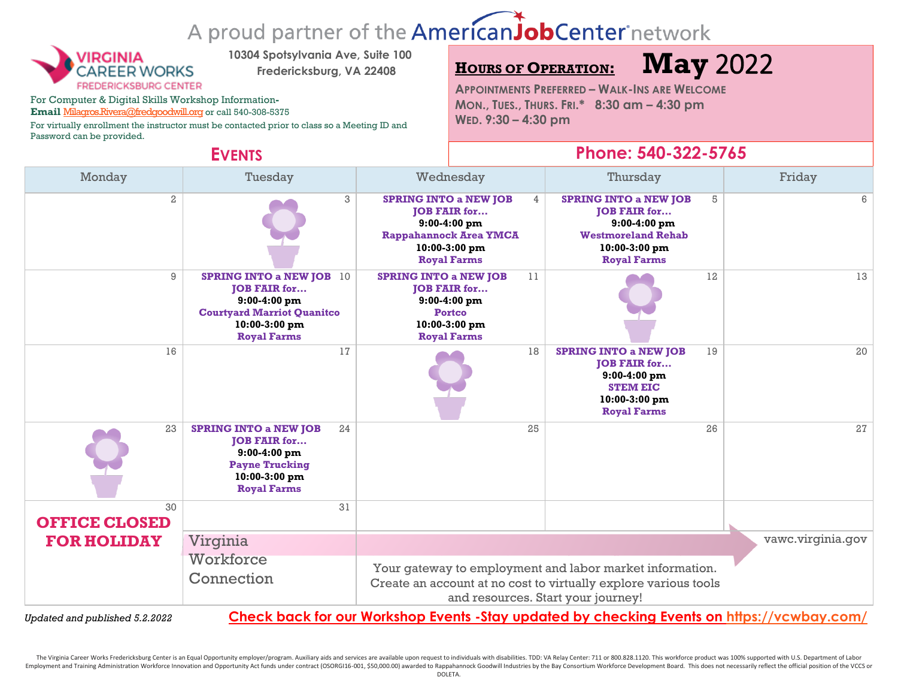A proud partner of the AmericanJobCenter network

VIRGINIA CAREER WORKS
FREDERICKSBURG CENTER

10304 Spotsylvania Ave, Suite 100
Fredericksburg, VA 22408

For Computer & Digital Skills Workshop Information-
**Email** Milagros.Rivera@fredgoodwill.org or call 540-308-5375
For virtually enrollment the instructor must be contacted prior to class so a Meeting ID and Password can be provided.

**HOURS OF OPERATION:** **May** 2022

APPOINTMENTS PREFERRED – WALK-INS ARE WELCOME
MON., TUES., THURS. FRI.* 8:30 am – 4:30 pm
WED. 9:30 – 4:30 pm

**Phone: 540-322-5765**

## EVENTS

| Monday | Tuesday | Wednesday | Thursday | Friday |
|---|---|---|---|---|
| 2 | 3 | 4 **SPRING INTO a NEW JOB JOB FAIR for…** 9:00-4:00 pm Rappahannock Area YMCA 10:00-3:00 pm Royal Farms | 5 **SPRING INTO a NEW JOB JOB FAIR for…** 9:00-4:00 pm Westmoreland Rehab 10:00-3:00 pm Royal Farms | 6 |
| 9 | 10 **SPRING INTO a NEW JOB JOB FAIR for…** 9:00-4:00 pm Courtyard Marriot Quanitco 10:00-3:00 pm Royal Farms | 11 **SPRING INTO a NEW JOB JOB FAIR for…** 9:00-4:00 pm Portco 10:00-3:00 pm Royal Farms | 12 | 13 |
| 16 | 17 | 18 | 19 **SPRING INTO a NEW JOB JOB FAIR for…** 9:00-4:00 pm STEM EIC 10:00-3:00 pm Royal Farms | 20 |
| 23 | 24 **SPRING INTO a NEW JOB JOB FAIR for…** 9:00-4:00 pm Payne Trucking 10:00-3:00 pm Royal Farms | 25 | 26 | 27 |
| 30 **OFFICE CLOSED FOR HOLIDAY** | 31 | | | |

Virginia Workforce Connection

vawc.virginia.gov

Your gateway to employment and labor market information. Create an account at no cost to virtually explore various tools and resources. Start your journey!

*Updated and published 5.2.2022*

**Check back for our Workshop Events -Stay updated by checking Events on https://vcwbay.com/**

The Virginia Career Works Fredericksburg Center is an Equal Opportunity employer/program. Auxiliary aids and services are available upon request to individuals with disabilities. TDD: VA Relay Center: 711 or 800.828.1120. This workforce product was 100% supported with U.S. Department of Labor Employment and Training Administration Workforce Innovation and Opportunity Act funds under contract (OSORGI16-001, $50,000.00) awarded to Rappahannock Goodwill Industries by the Bay Consortium Workforce Development Board. This does not necessarily reflect the official position of the VCCS or DOLETA.